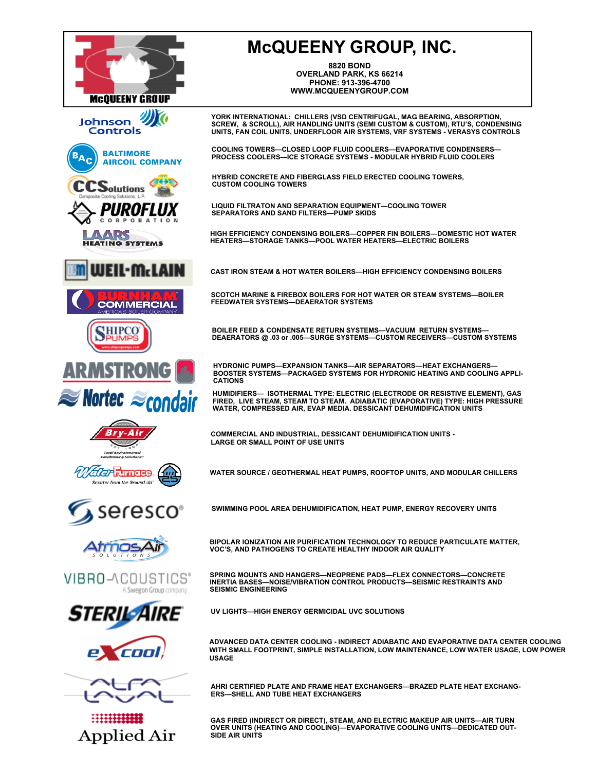# McQUEENY GROUP, INC.

8820 BOND
OVERLAND PARK, KS 66214
PHONE: 913-396-4700
WWW.MCQUEENYGROUP.COM

McQUEENY GROUP

| Manufacturer | Products |
| --- | --- |
| Johnson Controls | YORK INTERNATIONAL: CHILLERS (VSD CENTRIFUGAL, MAG BEARING, ABSORPTION, SCREW, & SCROLL), AIR HANDLING UNITS (SEMI CUSTOM & CUSTOM), RTU'S, CONDENSING UNITS, FAN COIL UNITS, UNDERFLOOR AIR SYSTEMS, VRF SYSTEMS - VERASYS CONTROLS |
| BALTIMORE AIRCOIL COMPANY | COOLING TOWERS—CLOSED LOOP FLUID COOLERS—EVAPORATIVE CONDENSERS—PROCESS COOLERS—ICE STORAGE SYSTEMS - MODULAR HYBRID FLUID COOLERS |
| CCSolutions (Composite Cooling Solutions, L.P.) | HYBRID CONCRETE AND FIBERGLASS FIELD ERECTED COOLING TOWERS, CUSTOM COOLING TOWERS |
| PUROFLUX CORPORATION | LIQUID FILTRATON AND SEPARATION EQUIPMENT—COOLING TOWER SEPARATORS AND SAND FILTERS—PUMP SKIDS |
| LAARS HEATING SYSTEMS | HIGH EFFICIENCY CONDENSING BOILERS—COPPER FIN BOILERS—DOMESTIC HOT WATER HEATERS—STORAGE TANKS—POOL WATER HEATERS—ELECTRIC BOILERS |
| WEIL-McLAIN | CAST IRON STEAM & HOT WATER BOILERS—HIGH EFFICIENCY CONDENSING BOILERS |
| BURNHAM COMMERCIAL (AMERICA'S BOILER COMPANY) | SCOTCH MARINE & FIREBOX BOILERS FOR HOT WATER OR STEAM SYSTEMS—BOILER FEEDWATER SYSTEMS—DEAERATOR SYSTEMS |
| SHIPCO PUMPS | BOILER FEED & CONDENSATE RETURN SYSTEMS—VACUUM RETURN SYSTEMS—DEAERATORS @ .03 or .005—SURGE SYSTEMS—CUSTOM RECEIVERS—CUSTOM SYSTEMS |
| ARMSTRONG | HYDRONIC PUMPS—EXPANSION TANKS—AIR SEPARATORS—HEAT EXCHANGERS—BOOSTER SYSTEMS—PACKAGED SYSTEMS FOR HYDRONIC HEATING AND COOLING APPLICATIONS |
| Nortec / condair | HUMIDIFIERS— ISOTHERMAL TYPE: ELECTRIC (ELECTRODE OR RESISTIVE ELEMENT), GAS FIRED, LIVE STEAM, STEAM TO STEAM. ADIABATIC (EVAPORATIVE) TYPE: HIGH PRESSURE WATER, COMPRESSED AIR, EVAP MEDIA. DESSICANT DEHUMIDIFICATION UNITS |
| Bry-Air | COMMERCIAL AND INDUSTRIAL, DESSICANT DEHUMIDIFICATION UNITS - LARGE OR SMALL POINT OF USE UNITS |
| WaterFurnace | WATER SOURCE / GEOTHERMAL HEAT PUMPS, ROOFTOP UNITS, AND MODULAR CHILLERS |
| seresco | SWIMMING POOL AREA DEHUMIDIFICATION, HEAT PUMP, ENERGY RECOVERY UNITS |
| AtmosAir Solutions | BIPOLAR IONIZATION AIR PURIFICATION TECHNOLOGY TO REDUCE PARTICULATE MATTER, VOC'S, AND PATHOGENS TO CREATE HEALTHY INDOOR AIR QUALITY |
| VIBRO-ACOUSTICS (A Swegon Group company) | SPRING MOUNTS AND HANGERS—NEOPRENE PADS—FLEX CONNECTORS—CONCRETE INERTIA BASES—NOISE/VIBRATION CONTROL PRODUCTS—SEISMIC RESTRAINTS AND SEISMIC ENGINEERING |
| STERIL-AIRE | UV LIGHTS—HIGH ENERGY GERMICIDAL UVC SOLUTIONS |
| eXcool | ADVANCED DATA CENTER COOLING - INDIRECT ADIABATIC AND EVAPORATIVE DATA CENTER COOLING WITH SMALL FOOTPRINT, SIMPLE INSTALLATION, LOW MAINTENANCE, LOW WATER USAGE, LOW POWER USAGE |
| ALFA LAVAL | AHRI CERTIFIED PLATE AND FRAME HEAT EXCHANGERS—BRAZED PLATE HEAT EXCHANGERS—SHELL AND TUBE HEAT EXCHANGERS |
| Applied Air | GAS FIRED (INDIRECT OR DIRECT), STEAM, AND ELECTRIC MAKEUP AIR UNITS—AIR TURN OVER UNITS (HEATING AND COOLING)—EVAPORATIVE COOLING UNITS—DEDICATED OUTSIDE AIR UNITS |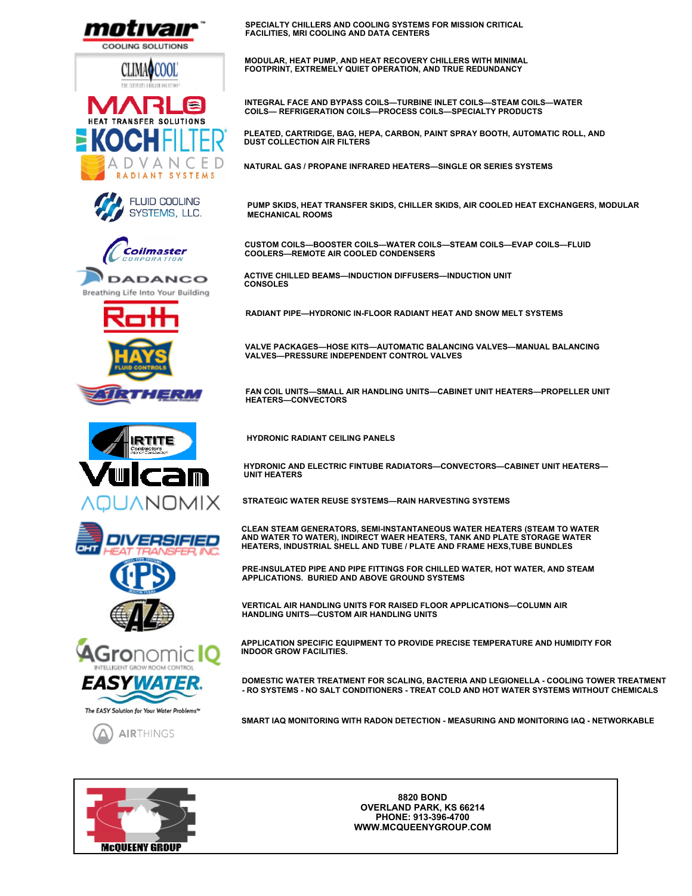| | |
|---|---|
| motivair COOLING SOLUTIONS | SPECIALTY CHILLERS AND COOLING SYSTEMS FOR MISSION CRITICAL FACILITIES, MRI COOLING AND DATA CENTERS |
| CLIMACOOL | MODULAR, HEAT PUMP, AND HEAT RECOVERY CHILLERS WITH MINIMAL FOOTPRINT, EXTREMELY QUIET OPERATION, AND TRUE REDUNDANCY |
| MARLO HEAT TRANSFER SOLUTIONS | INTEGRAL FACE AND BYPASS COILS—TURBINE INLET COILS—STEAM COILS—WATER COILS— REFRIGERATION COILS—PROCESS COILS—SPECIALTY PRODUCTS |
| KOCHFILTER | PLEATED, CARTRIDGE, BAG, HEPA, CARBON, PAINT SPRAY BOOTH, AUTOMATIC ROLL, AND DUST COLLECTION AIR FILTERS |
| ADVANCED RADIANT SYSTEMS | NATURAL GAS / PROPANE INFRARED HEATERS—SINGLE OR SERIES SYSTEMS |
| FLUID COOLING SYSTEMS, LLC. | PUMP SKIDS, HEAT TRANSFER SKIDS, CHILLER SKIDS, AIR COOLED HEAT EXCHANGERS, MODULAR MECHANICAL ROOMS |
| Coilmaster CORPORATION | CUSTOM COILS—BOOSTER COILS—WATER COILS—STEAM COILS—EVAP COILS—FLUID COOLERS—REMOTE AIR COOLED CONDENSERS |
| DADANCO Breathing Life Into Your Building | ACTIVE CHILLED BEAMS—INDUCTION DIFFUSERS—INDUCTION UNIT CONSOLES |
| Roth | RADIANT PIPE—HYDRONIC IN-FLOOR RADIANT HEAT AND SNOW MELT SYSTEMS |
| HAYS FLUID CONTROLS | VALVE PACKAGES—HOSE KITS—AUTOMATIC BALANCING VALVES—MANUAL BALANCING VALVES—PRESSURE INDEPENDENT CONTROL VALVES |
| AIRTHERM | FAN COIL UNITS—SMALL AIR HANDLING UNITS—CABINET UNIT HEATERS—PROPELLER UNIT HEATERS—CONVECTORS |
| AIRTITE Contractors | HYDRONIC RADIANT CEILING PANELS |
| Vulcan | HYDRONIC AND ELECTRIC FINTUBE RADIATORS—CONVECTORS—CABINET UNIT HEATERS—UNIT HEATERS |
| AQUANOMIX | STRATEGIC WATER REUSE SYSTEMS—RAIN HARVESTING SYSTEMS |
| DIVERSIFIED HEAT TRANSFER, INC. | CLEAN STEAM GENERATORS, SEMI-INSTANTANEOUS WATER HEATERS (STEAM TO WATER AND WATER TO WATER), INDIRECT WAER HEATERS, TANK AND PLATE STORAGE WATER HEATERS, INDUSTRIAL SHELL AND TUBE / PLATE AND FRAME HEXS,TUBE BUNDLES |
| IPS | PRE-INSULATED PIPE AND PIPE FITTINGS FOR CHILLED WATER, HOT WATER, AND STEAM APPLICATIONS. BURIED AND ABOVE GROUND SYSTEMS |
| AZ | VERTICAL AIR HANDLING UNITS FOR RAISED FLOOR APPLICATIONS—COLUMN AIR HANDLING UNITS—CUSTOM AIR HANDLING UNITS |
| AGronomicIQ INTELLIGENT GROW ROOM CONTROL | APPLICATION SPECIFIC EQUIPMENT TO PROVIDE PRECISE TEMPERATURE AND HUMIDITY FOR INDOOR GROW FACILITIES. |
| EASYWATER. The EASY Solution for Your Water Problems™ | DOMESTIC WATER TREATMENT FOR SCALING, BACTERIA AND LEGIONELLA - COOLING TOWER TREATMENT - RO SYSTEMS - NO SALT CONDITIONERS - TREAT COLD AND HOT WATER SYSTEMS WITHOUT CHEMICALS |
| AIRTHINGS | SMART IAQ MONITORING WITH RADON DETECTION - MEASURING AND MONITORING IAQ - NETWORKABLE |

**McQUEENY GROUP**

8820 BOND
OVERLAND PARK, KS 66214
PHONE: 913-396-4700
WWW.MCQUEENYGROUP.COM